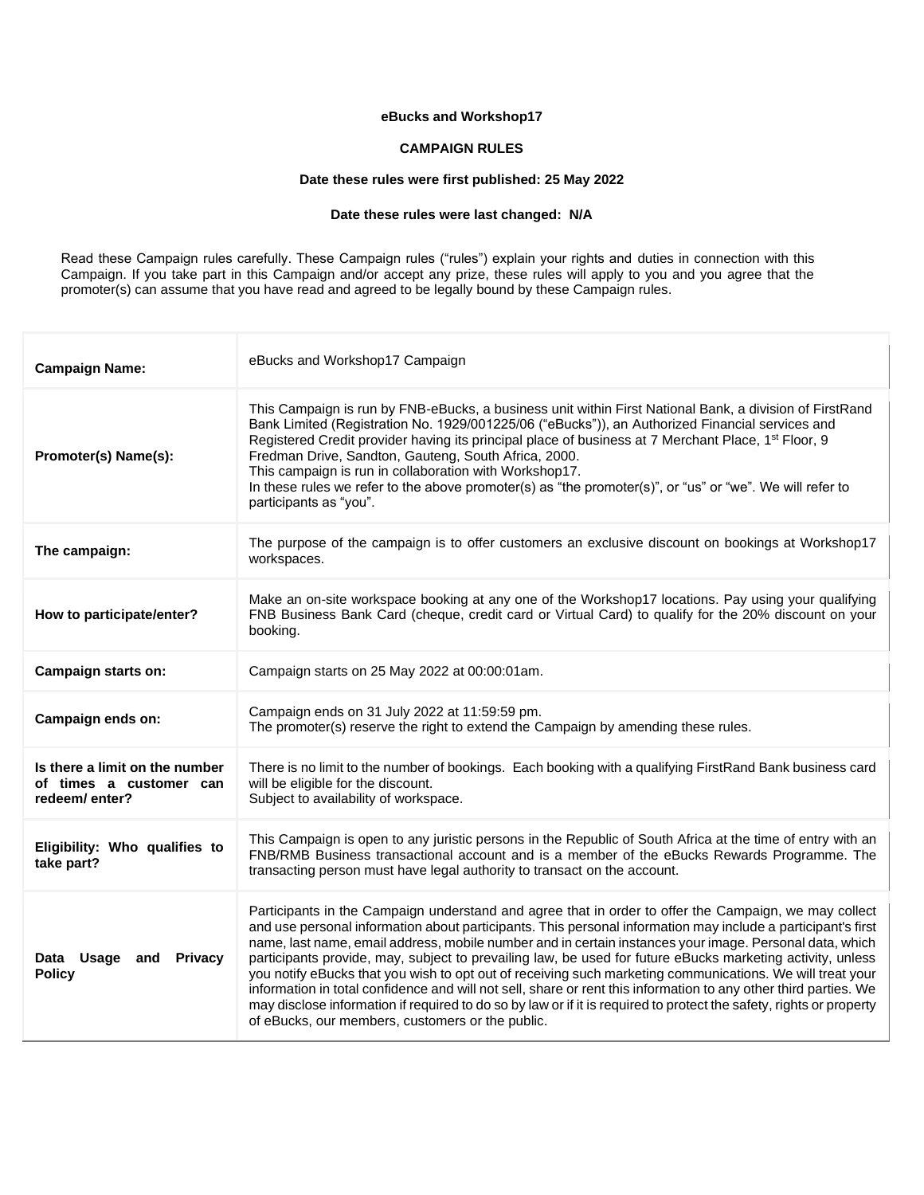**eBucks and Workshop17**

**CAMPAIGN RULES**

**Date these rules were first published: 25 May 2022**

**Date these rules were last changed: N/A**

Read these Campaign rules carefully. These Campaign rules ("rules") explain your rights and duties in connection with this Campaign. If you take part in this Campaign and/or accept any prize, these rules will apply to you and you agree that the promoter(s) can assume that you have read and agreed to be legally bound by these Campaign rules.

| | |
|---|---|
| **Campaign Name:** | eBucks and Workshop17 Campaign |
| **Promoter(s) Name(s):** | This Campaign is run by FNB-eBucks, a business unit within First National Bank, a division of FirstRand Bank Limited (Registration No. 1929/001225/06 ("eBucks")), an Authorized Financial services and Registered Credit provider having its principal place of business at 7 Merchant Place, 1st Floor, 9 Fredman Drive, Sandton, Gauteng, South Africa, 2000.<br>This campaign is run in collaboration with Workshop17.<br>In these rules we refer to the above promoter(s) as "the promoter(s)", or "us" or "we". We will refer to participants as "you". |
| **The campaign:** | The purpose of the campaign is to offer customers an exclusive discount on bookings at Workshop17 workspaces. |
| **How to participate/enter?** | Make an on-site workspace booking at any one of the Workshop17 locations. Pay using your qualifying FNB Business Bank Card (cheque, credit card or Virtual Card) to qualify for the 20% discount on your booking. |
| **Campaign starts on:** | Campaign starts on 25 May 2022 at 00:00:01am. |
| **Campaign ends on:** | Campaign ends on 31 July 2022 at 11:59:59 pm.<br>The promoter(s) reserve the right to extend the Campaign by amending these rules. |
| **Is there a limit on the number of times a customer can redeem/ enter?** | There is no limit to the number of bookings. Each booking with a qualifying FirstRand Bank business card will be eligible for the discount.<br>Subject to availability of workspace. |
| **Eligibility: Who qualifies to take part?** | This Campaign is open to any juristic persons in the Republic of South Africa at the time of entry with an FNB/RMB Business transactional account and is a member of the eBucks Rewards Programme. The transacting person must have legal authority to transact on the account. |
| **Data Usage and Privacy Policy** | Participants in the Campaign understand and agree that in order to offer the Campaign, we may collect and use personal information about participants. This personal information may include a participant's first name, last name, email address, mobile number and in certain instances your image. Personal data, which participants provide, may, subject to prevailing law, be used for future eBucks marketing activity, unless you notify eBucks that you wish to opt out of receiving such marketing communications. We will treat your information in total confidence and will not sell, share or rent this information to any other third parties. We may disclose information if required to do so by law or if it is required to protect the safety, rights or property of eBucks, our members, customers or the public. |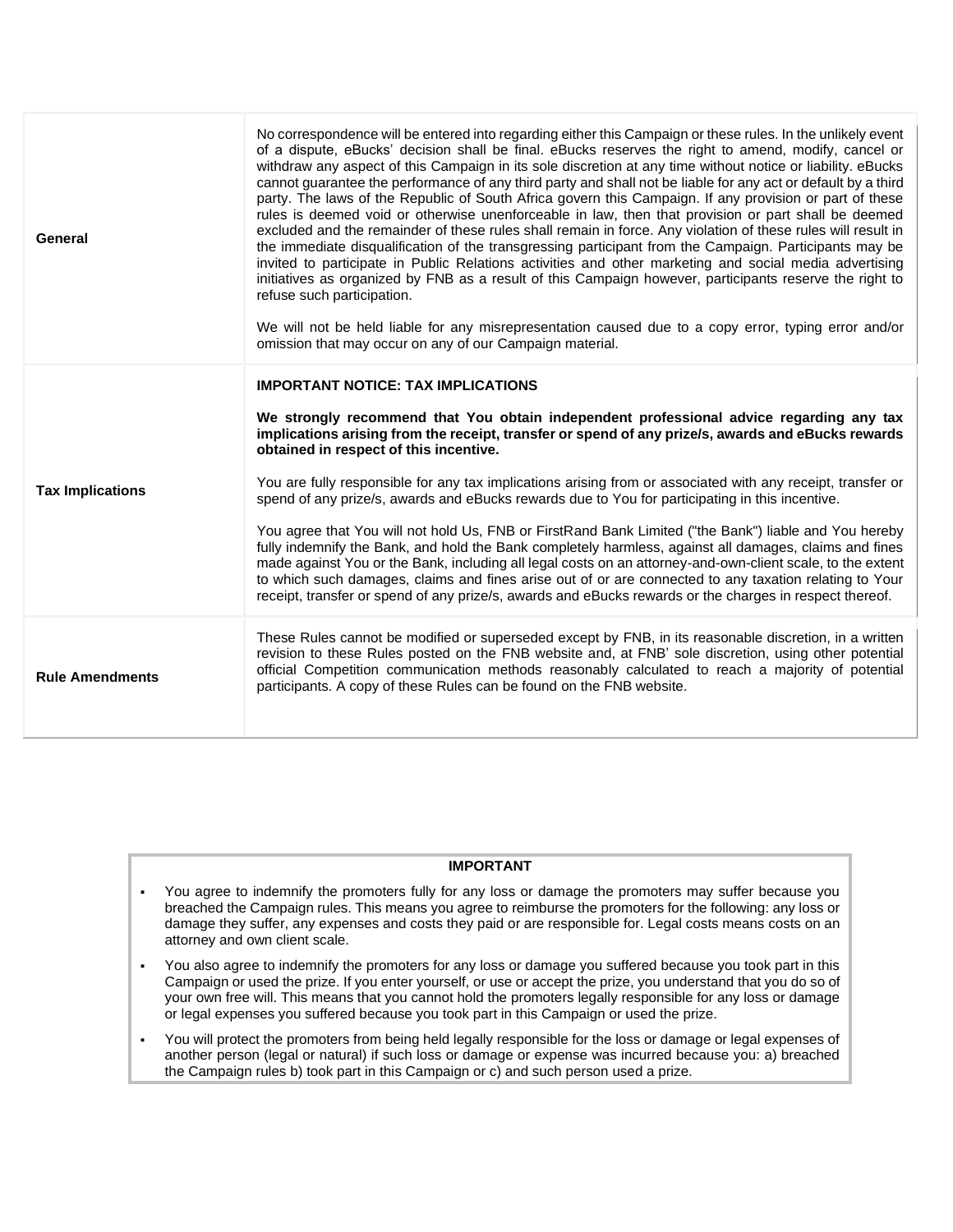| | |
|---|---|
| **General** | No correspondence will be entered into regarding either this Campaign or these rules. In the unlikely event of a dispute, eBucks' decision shall be final. eBucks reserves the right to amend, modify, cancel or withdraw any aspect of this Campaign in its sole discretion at any time without notice or liability. eBucks cannot guarantee the performance of any third party and shall not be liable for any act or default by a third party. The laws of the Republic of South Africa govern this Campaign. If any provision or part of these rules is deemed void or otherwise unenforceable in law, then that provision or part shall be deemed excluded and the remainder of these rules shall remain in force. Any violation of these rules will result in the immediate disqualification of the transgressing participant from the Campaign. Participants may be invited to participate in Public Relations activities and other marketing and social media advertising initiatives as organized by FNB as a result of this Campaign however, participants reserve the right to refuse such participation.<br><br>We will not be held liable for any misrepresentation caused due to a copy error, typing error and/or omission that may occur on any of our Campaign material. |
| **Tax Implications** | **IMPORTANT NOTICE: TAX IMPLICATIONS**<br><br>**We strongly recommend that You obtain independent professional advice regarding any tax implications arising from the receipt, transfer or spend of any prize/s, awards and eBucks rewards obtained in respect of this incentive.**<br><br>You are fully responsible for any tax implications arising from or associated with any receipt, transfer or spend of any prize/s, awards and eBucks rewards due to You for participating in this incentive.<br><br>You agree that You will not hold Us, FNB or FirstRand Bank Limited ("the Bank") liable and You hereby fully indemnify the Bank, and hold the Bank completely harmless, against all damages, claims and fines made against You or the Bank, including all legal costs on an attorney-and-own-client scale, to the extent to which such damages, claims and fines arise out of or are connected to any taxation relating to Your receipt, transfer or spend of any prize/s, awards and eBucks rewards or the charges in respect thereof. |
| **Rule Amendments** | These Rules cannot be modified or superseded except by FNB, in its reasonable discretion, in a written revision to these Rules posted on the FNB website and, at FNB' sole discretion, using other potential official Competition communication methods reasonably calculated to reach a majority of potential participants. A copy of these Rules can be found on the FNB website. |

**IMPORTANT**

- You agree to indemnify the promoters fully for any loss or damage the promoters may suffer because you breached the Campaign rules. This means you agree to reimburse the promoters for the following: any loss or damage they suffer, any expenses and costs they paid or are responsible for. Legal costs means costs on an attorney and own client scale.
- You also agree to indemnify the promoters for any loss or damage you suffered because you took part in this Campaign or used the prize. If you enter yourself, or use or accept the prize, you understand that you do so of your own free will. This means that you cannot hold the promoters legally responsible for any loss or damage or legal expenses you suffered because you took part in this Campaign or used the prize.
- You will protect the promoters from being held legally responsible for the loss or damage or legal expenses of another person (legal or natural) if such loss or damage or expense was incurred because you: a) breached the Campaign rules b) took part in this Campaign or c) and such person used a prize.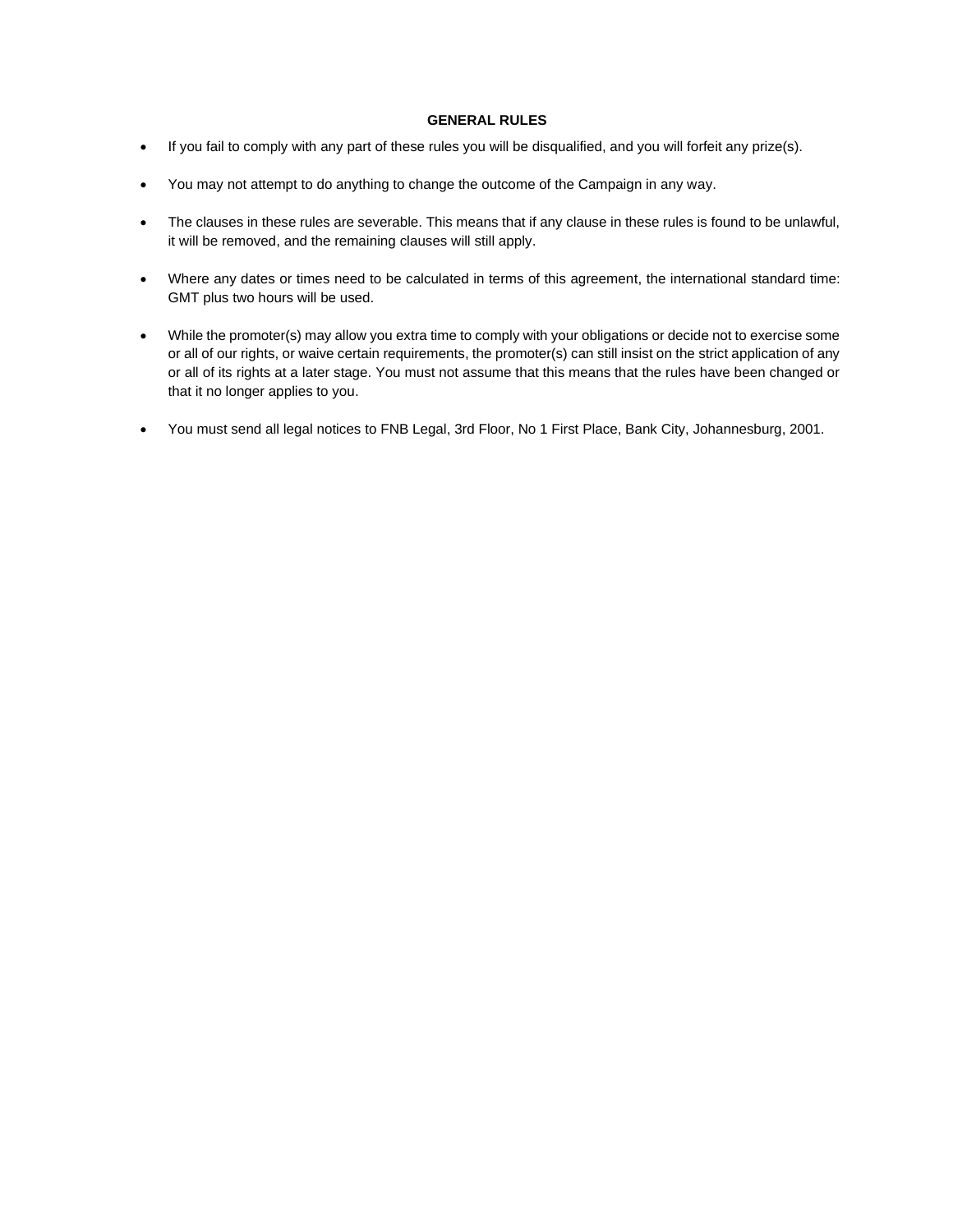**GENERAL RULES**

- If you fail to comply with any part of these rules you will be disqualified, and you will forfeit any prize(s).
- You may not attempt to do anything to change the outcome of the Campaign in any way.
- The clauses in these rules are severable. This means that if any clause in these rules is found to be unlawful, it will be removed, and the remaining clauses will still apply.
- Where any dates or times need to be calculated in terms of this agreement, the international standard time: GMT plus two hours will be used.
- While the promoter(s) may allow you extra time to comply with your obligations or decide not to exercise some or all of our rights, or waive certain requirements, the promoter(s) can still insist on the strict application of any or all of its rights at a later stage. You must not assume that this means that the rules have been changed or that it no longer applies to you.
- You must send all legal notices to FNB Legal, 3rd Floor, No 1 First Place, Bank City, Johannesburg, 2001.